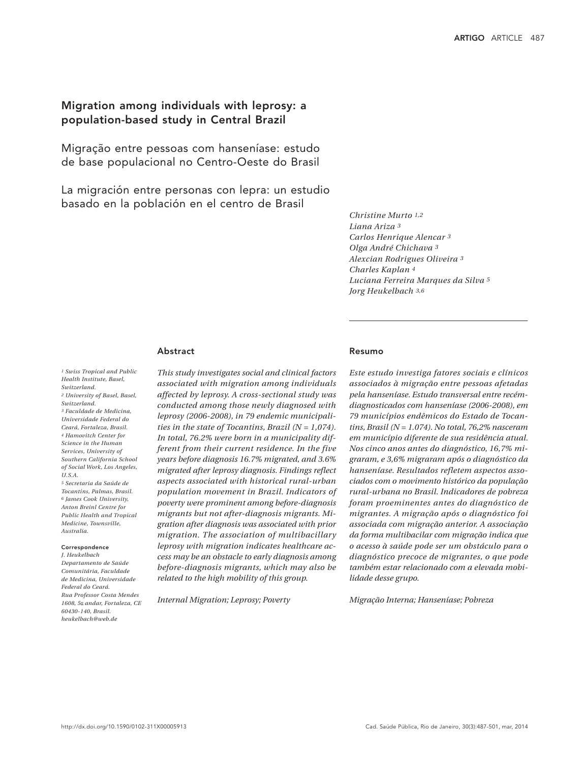# Migration among individuals with leprosy: a population-based study in Central Brazil

## Migração entre pessoas com hanseníase: estudo de base populacional no Centro-Oeste do Brasil

## La migración entre personas con lepra: un estudio basado en la población en el centro de Brasil

*Christine Murto* [1,2]
*Liana Ariza* [3]
*Carlos Henrique Alencar* [3]
*Olga André Chichava* [3]
*Alexcian Rodrigues Oliveira* [3]
*Charles Kaplan* [4]
*Luciana Ferreira Marques da Silva* [5]
*Jorg Heukelbach* [3,6]

[1] *Swiss Tropical and Public Health Institute, Basel, Switzerland.*
[2] *University of Basel, Basel, Switzerland.*
[3] *Faculdade de Medicina, Universidade Federal do Ceará, Fortaleza, Brasil.*
[4] *Hamovitch Center for Science in the Human Services, University of Southern California School of Social Work, Los Angeles, U.S.A.*
[5] *Secretaria da Saúde de Tocantins, Palmas, Brasil.*
[6] *James Cook University, Anton Breinl Centre for Public Health and Tropical Medicine, Townsville, Australia.*

**Correspondence**
*J. Heukelbach*
*Departamento de Saúde Comunitária, Faculdade de Medicina, Universidade Federal do Ceará.*
*Rua Professor Costa Mendes 1608, 5º andar, Fortaleza, CE 60430-140, Brasil.*
*heukelbach@web.de*

### Abstract

*This study investigates social and clinical factors associated with migration among individuals affected by leprosy. A cross-sectional study was conducted among those newly diagnosed with leprosy (2006-2008), in 79 endemic municipalities in the state of Tocantins, Brazil (N = 1,074). In total, 76.2% were born in a municipality different from their current residence. In the five years before diagnosis 16.7% migrated, and 3.6% migrated after leprosy diagnosis. Findings reflect aspects associated with historical rural-urban population movement in Brazil. Indicators of poverty were prominent among before-diagnosis migrants but not after-diagnosis migrants. Migration after diagnosis was associated with prior migration. The association of multibacillary leprosy with migration indicates healthcare access may be an obstacle to early diagnosis among before-diagnosis migrants, which may also be related to the high mobility of this group.*

*Internal Migration; Leprosy; Poverty*

### Resumo

*Este estudo investiga fatores sociais e clínicos associados à migração entre pessoas afetadas pela hanseníase. Estudo transversal entre recém-diagnosticados com hanseníase (2006-2008), em 79 municípios endêmicos do Estado de Tocantins, Brasil (N = 1.074). No total, 76,2% nasceram em município diferente de sua residência atual. Nos cinco anos antes do diagnóstico, 16,7% migraram, e 3,6% migraram após o diagnóstico da hanseníase. Resultados refletem aspectos associados com o movimento histórico da população rural-urbana no Brasil. Indicadores de pobreza foram proeminentes antes do diagnóstico de migrantes. A migração após o diagnóstico foi associada com migração anterior. A associação da forma multibacilar com migração indica que o acesso à saúde pode ser um obstáculo para o diagnóstico precoce de migrantes, o que pode também estar relacionado com a elevada mobilidade desse grupo.*

*Migração Interna; Hanseníase; Pobreza*

http://dx.doi.org/10.1590/0102-311X00005913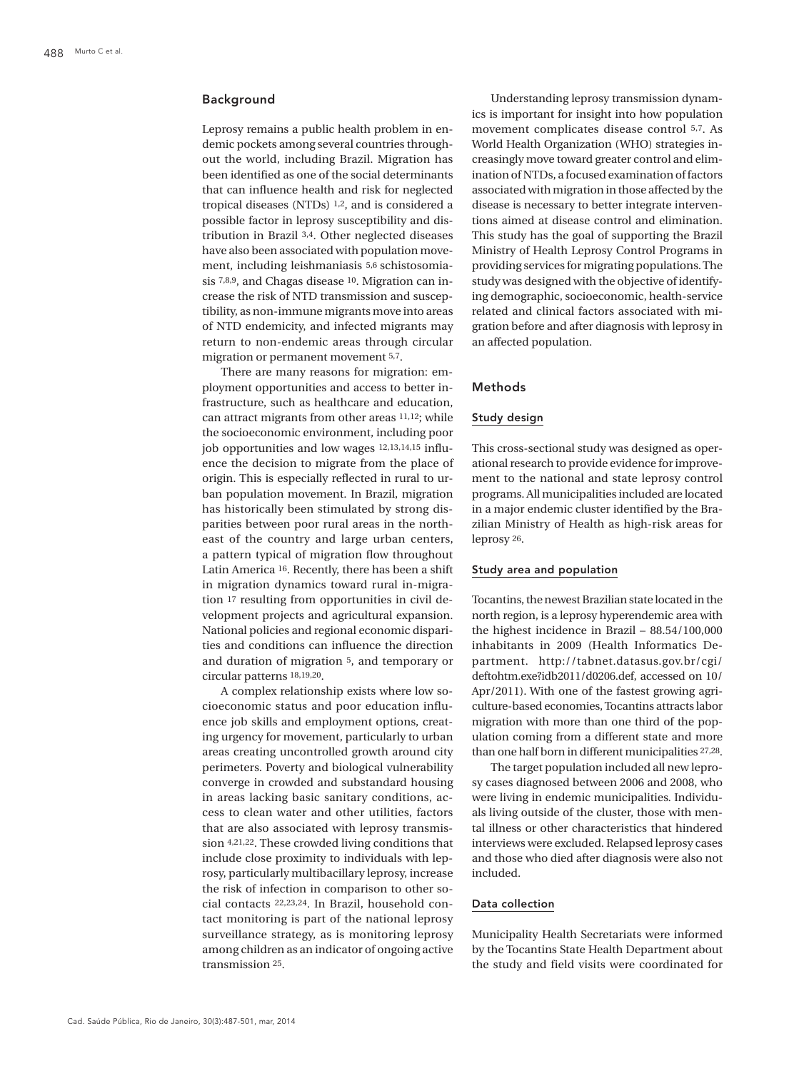## Background

Leprosy remains a public health problem in endemic pockets among several countries throughout the world, including Brazil. Migration has been identified as one of the social determinants that can influence health and risk for neglected tropical diseases (NTDs) [1,2], and is considered a possible factor in leprosy susceptibility and distribution in Brazil [3,4]. Other neglected diseases have also been associated with population movement, including leishmaniasis [5,6] schistosomiasis [7,8,9], and Chagas disease [10]. Migration can increase the risk of NTD transmission and susceptibility, as non-immune migrants move into areas of NTD endemicity, and infected migrants may return to non-endemic areas through circular migration or permanent movement [5,7].

There are many reasons for migration: employment opportunities and access to better infrastructure, such as healthcare and education, can attract migrants from other areas [11,12]; while the socioeconomic environment, including poor job opportunities and low wages [12,13,14,15] influence the decision to migrate from the place of origin. This is especially reflected in rural to urban population movement. In Brazil, migration has historically been stimulated by strong disparities between poor rural areas in the northeast of the country and large urban centers, a pattern typical of migration flow throughout Latin America [16]. Recently, there has been a shift in migration dynamics toward rural in-migration [17] resulting from opportunities in civil development projects and agricultural expansion. National policies and regional economic disparities and conditions can influence the direction and duration of migration [5], and temporary or circular patterns [18,19,20].

A complex relationship exists where low socioeconomic status and poor education influence job skills and employment options, creating urgency for movement, particularly to urban areas creating uncontrolled growth around city perimeters. Poverty and biological vulnerability converge in crowded and substandard housing in areas lacking basic sanitary conditions, access to clean water and other utilities, factors that are also associated with leprosy transmission [4,21,22]. These crowded living conditions that include close proximity to individuals with leprosy, particularly multibacillary leprosy, increase the risk of infection in comparison to other social contacts [22,23,24]. In Brazil, household contact monitoring is part of the national leprosy surveillance strategy, as is monitoring leprosy among children as an indicator of ongoing active transmission [25].

Understanding leprosy transmission dynamics is important for insight into how population movement complicates disease control [5,7]. As World Health Organization (WHO) strategies increasingly move toward greater control and elimination of NTDs, a focused examination of factors associated with migration in those affected by the disease is necessary to better integrate interventions aimed at disease control and elimination. This study has the goal of supporting the Brazil Ministry of Health Leprosy Control Programs in providing services for migrating populations. The study was designed with the objective of identifying demographic, socioeconomic, health-service related and clinical factors associated with migration before and after diagnosis with leprosy in an affected population.

## Methods

### Study design

This cross-sectional study was designed as operational research to provide evidence for improvement to the national and state leprosy control programs. All municipalities included are located in a major endemic cluster identified by the Brazilian Ministry of Health as high-risk areas for leprosy [26].

### Study area and population

Tocantins, the newest Brazilian state located in the north region, is a leprosy hyperendemic area with the highest incidence in Brazil – 88.54/100,000 inhabitants in 2009 (Health Informatics Department. http://tabnet.datasus.gov.br/cgi/deftohtm.exe?idb2011/d0206.def, accessed on 10/Apr/2011). With one of the fastest growing agriculture-based economies, Tocantins attracts labor migration with more than one third of the population coming from a different state and more than one half born in different municipalities [27,28].

The target population included all new leprosy cases diagnosed between 2006 and 2008, who were living in endemic municipalities. Individuals living outside of the cluster, those with mental illness or other characteristics that hindered interviews were excluded. Relapsed leprosy cases and those who died after diagnosis were also not included.

### Data collection

Municipality Health Secretariats were informed by the Tocantins State Health Department about the study and field visits were coordinated for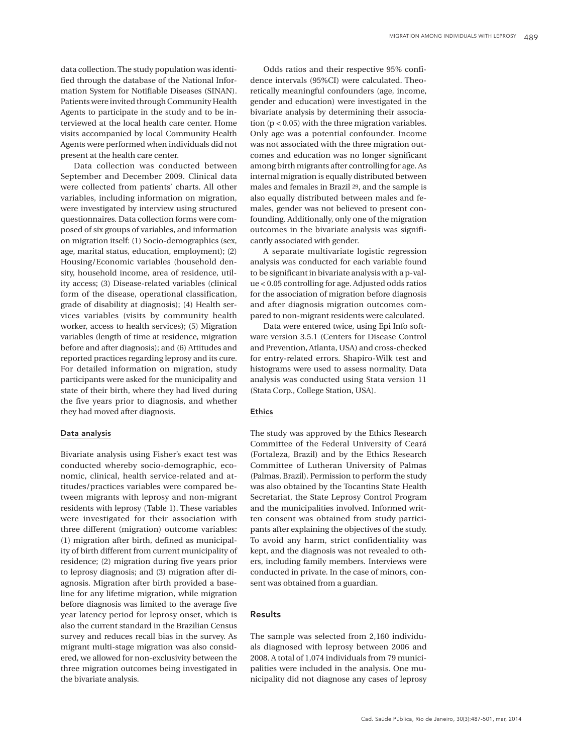data collection. The study population was identified through the database of the National Information System for Notifiable Diseases (SINAN). Patients were invited through Community Health Agents to participate in the study and to be interviewed at the local health care center. Home visits accompanied by local Community Health Agents were performed when individuals did not present at the health care center.

Data collection was conducted between September and December 2009. Clinical data were collected from patients' charts. All other variables, including information on migration, were investigated by interview using structured questionnaires. Data collection forms were composed of six groups of variables, and information on migration itself: (1) Socio-demographics (sex, age, marital status, education, employment); (2) Housing/Economic variables (household density, household income, area of residence, utility access; (3) Disease-related variables (clinical form of the disease, operational classification, grade of disability at diagnosis); (4) Health services variables (visits by community health worker, access to health services); (5) Migration variables (length of time at residence, migration before and after diagnosis); and (6) Attitudes and reported practices regarding leprosy and its cure. For detailed information on migration, study participants were asked for the municipality and state of their birth, where they had lived during the five years prior to diagnosis, and whether they had moved after diagnosis.

### Data analysis

Bivariate analysis using Fisher's exact test was conducted whereby socio-demographic, economic, clinical, health service-related and attitudes/practices variables were compared between migrants with leprosy and non-migrant residents with leprosy (Table 1). These variables were investigated for their association with three different (migration) outcome variables: (1) migration after birth, defined as municipality of birth different from current municipality of residence; (2) migration during five years prior to leprosy diagnosis; and (3) migration after diagnosis. Migration after birth provided a baseline for any lifetime migration, while migration before diagnosis was limited to the average five year latency period for leprosy onset, which is also the current standard in the Brazilian Census survey and reduces recall bias in the survey. As migrant multi-stage migration was also considered, we allowed for non-exclusivity between the three migration outcomes being investigated in the bivariate analysis.

Odds ratios and their respective 95% confidence intervals (95%CI) were calculated. Theoretically meaningful confounders (age, income, gender and education) were investigated in the bivariate analysis by determining their association ($p < 0.05$) with the three migration variables. Only age was a potential confounder. Income was not associated with the three migration outcomes and education was no longer significant among birth migrants after controlling for age. As internal migration is equally distributed between males and females in Brazil [29], and the sample is also equally distributed between males and females, gender was not believed to present confounding. Additionally, only one of the migration outcomes in the bivariate analysis was significantly associated with gender.

A separate multivariate logistic regression analysis was conducted for each variable found to be significant in bivariate analysis with a p-value $< 0.05$ controlling for age. Adjusted odds ratios for the association of migration before diagnosis and after diagnosis migration outcomes compared to non-migrant residents were calculated.

Data were entered twice, using Epi Info software version 3.5.1 (Centers for Disease Control and Prevention, Atlanta, USA) and cross-checked for entry-related errors. Shapiro-Wilk test and histograms were used to assess normality. Data analysis was conducted using Stata version 11 (Stata Corp., College Station, USA).

### Ethics

The study was approved by the Ethics Research Committee of the Federal University of Ceará (Fortaleza, Brazil) and by the Ethics Research Committee of Lutheran University of Palmas (Palmas, Brazil). Permission to perform the study was also obtained by the Tocantins State Health Secretariat, the State Leprosy Control Program and the municipalities involved. Informed written consent was obtained from study participants after explaining the objectives of the study. To avoid any harm, strict confidentiality was kept, and the diagnosis was not revealed to others, including family members. Interviews were conducted in private. In the case of minors, consent was obtained from a guardian.

## Results

The sample was selected from 2,160 individuals diagnosed with leprosy between 2006 and 2008. A total of 1,074 individuals from 79 municipalities were included in the analysis. One municipality did not diagnose any cases of leprosy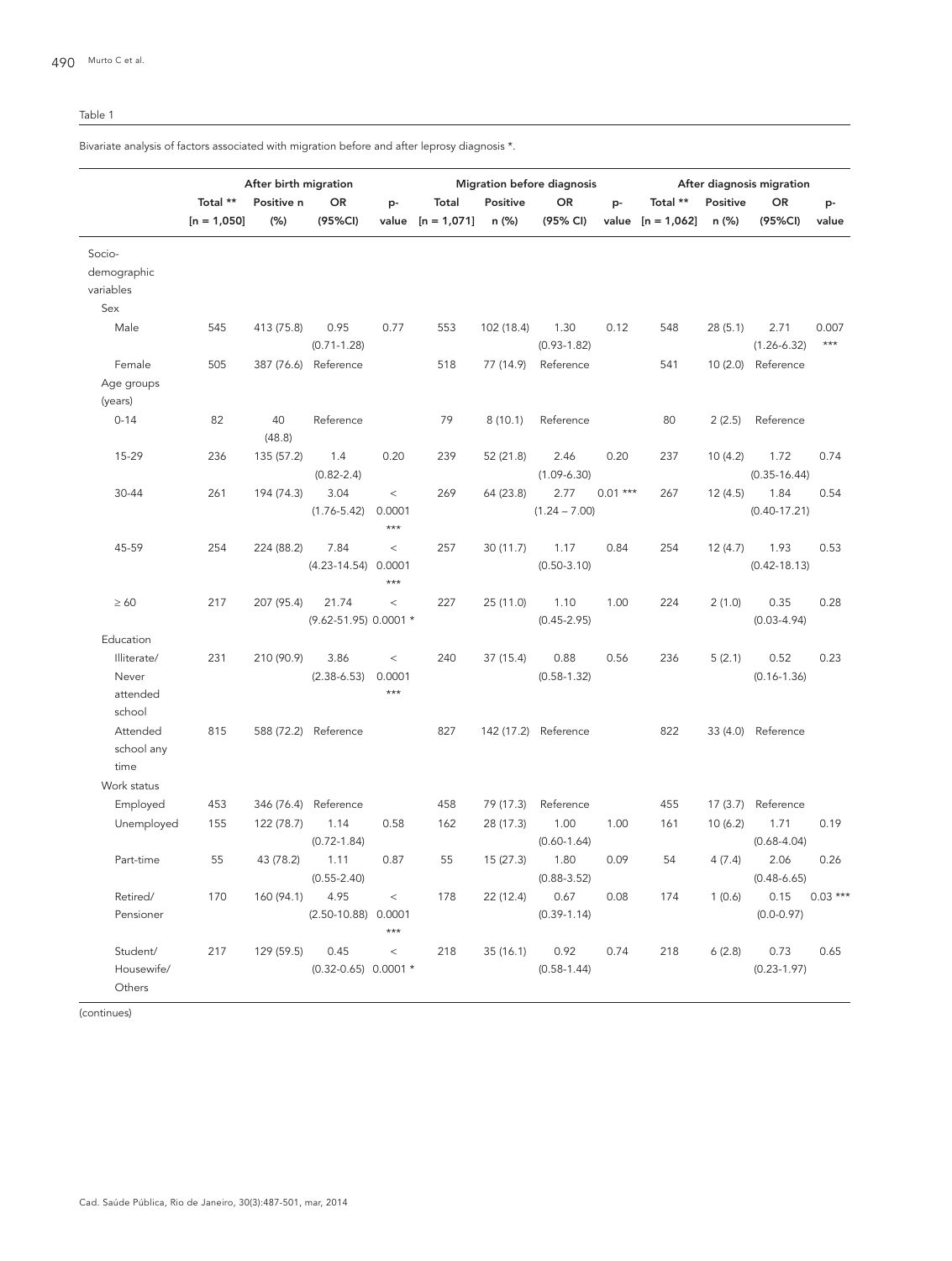Table 1

Bivariate analysis of factors associated with migration before and after leprosy diagnosis *.

| | After birth migration | | | | Migration before diagnosis | | | | After diagnosis migration | | | |
|---|---|---|---|---|---|---|---|---|---|---|---|---|
| | Total ** [n = 1,050] | Positive n (%) | OR (95%CI) | p-value | Total [n = 1,071] | Positive n (%) | OR (95% CI) | p-value | Total ** [n = 1,062] | Positive n (%) | OR (95%CI) | p-value |
| Socio-demographic variables | | | | | | | | | | | | |
| Sex | | | | | | | | | | | | |
| Male | 545 | 413 (75.8) | 0.95 (0.71-1.28) | 0.77 | 553 | 102 (18.4) | 1.30 (0.93-1.82) | 0.12 | 548 | 28 (5.1) | 2.71 (1.26-6.32) | 0.007 *** |
| Female | 505 | 387 (76.6) | Reference | | 518 | 77 (14.9) | Reference | | 541 | 10 (2.0) | Reference | |
| Age groups (years) | | | | | | | | | | | | |
| 0-14 | 82 | 40 (48.8) | Reference | | 79 | 8 (10.1) | Reference | | 80 | 2 (2.5) | Reference | |
| 15-29 | 236 | 135 (57.2) | 1.4 (0.82-2.4) | 0.20 | 239 | 52 (21.8) | 2.46 (1.09-6.30) | 0.20 | 237 | 10 (4.2) | 1.72 (0.35-16.44) | 0.74 |
| 30-44 | 261 | 194 (74.3) | 3.04 (1.76-5.42) | < 0.0001 *** | 269 | 64 (23.8) | 2.77 (1.24 – 7.00) | 0.01 *** | 267 | 12 (4.5) | 1.84 (0.40-17.21) | 0.54 |
| 45-59 | 254 | 224 (88.2) | 7.84 (4.23-14.54) | < 0.0001 *** | 257 | 30 (11.7) | 1.17 (0.50-3.10) | 0.84 | 254 | 12 (4.7) | 1.93 (0.42-18.13) | 0.53 |
| ≥ 60 | 217 | 207 (95.4) | 21.74 (9.62-51.95) | < 0.0001 * | 227 | 25 (11.0) | 1.10 (0.45-2.95) | 1.00 | 224 | 2 (1.0) | 0.35 (0.03-4.94) | 0.28 |
| Education | | | | | | | | | | | | |
| Illiterate/ Never attended school | 231 | 210 (90.9) | 3.86 (2.38-6.53) | < 0.0001 *** | 240 | 37 (15.4) | 0.88 (0.58-1.32) | 0.56 | 236 | 5 (2.1) | 0.52 (0.16-1.36) | 0.23 |
| Attended school any time | 815 | 588 (72.2) | Reference | | 827 | 142 (17.2) | Reference | | 822 | 33 (4.0) | Reference | |
| Work status | | | | | | | | | | | | |
| Employed | 453 | 346 (76.4) | Reference | | 458 | 79 (17.3) | Reference | | 455 | 17 (3.7) | Reference | |
| Unemployed | 155 | 122 (78.7) | 1.14 (0.72-1.84) | 0.58 | 162 | 28 (17.3) | 1.00 (0.60-1.64) | 1.00 | 161 | 10 (6.2) | 1.71 (0.68-4.04) | 0.19 |
| Part-time | 55 | 43 (78.2) | 1.11 (0.55-2.40) | 0.87 | 55 | 15 (27.3) | 1.80 (0.88-3.52) | 0.09 | 54 | 4 (7.4) | 2.06 (0.48-6.65) | 0.26 |
| Retired/ Pensioner | 170 | 160 (94.1) | 4.95 (2.50-10.88) | < 0.0001 *** | 178 | 22 (12.4) | 0.67 (0.39-1.14) | 0.08 | 174 | 1 (0.6) | 0.15 (0.0-0.97) | 0.03 *** |
| Student/ Housewife/ Others | 217 | 129 (59.5) | 0.45 (0.32-0.65) | < 0.0001 * | 218 | 35 (16.1) | 0.92 (0.58-1.44) | 0.74 | 218 | 6 (2.8) | 0.73 (0.23-1.97) | 0.65 |

(continues)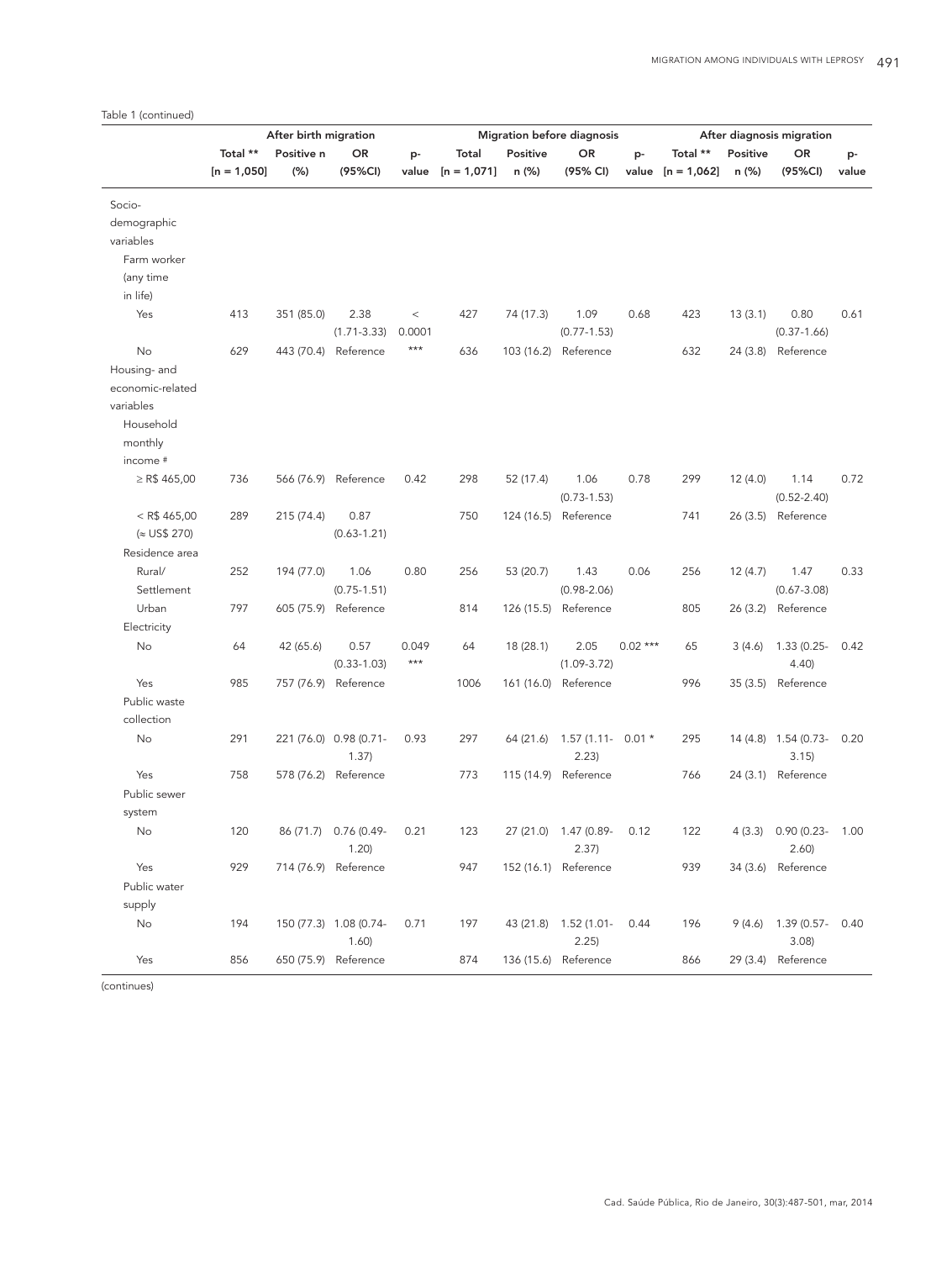Table 1 (continued)

| | After birth migration | | | | Migration before diagnosis | | | | After diagnosis migration | | | |
|---|---|---|---|---|---|---|---|---|---|---|---|---|
| | Total ** [n = 1,050] | Positive n (%) | OR (95%CI) | p-value | Total [n = 1,071] | Positive n (%) | OR (95% CI) | p-value | Total ** [n = 1,062] | Positive n (%) | OR (95%CI) | p-value |
| Socio-demographic variables | | | | | | | | | | | | |
| Farm worker (any time in life) | | | | | | | | | | | | |
| Yes | 413 | 351 (85.0) | 2.38 (1.71-3.33) | < 0.0001 *** | 427 | 74 (17.3) | 1.09 (0.77-1.53) | 0.68 | 423 | 13 (3.1) | 0.80 (0.37-1.66) | 0.61 |
| No | 629 | 443 (70.4) | Reference | | 636 | 103 (16.2) | Reference | | 632 | 24 (3.8) | Reference | |
| Housing- and economic-related variables | | | | | | | | | | | | |
| Household monthly income # | | | | | | | | | | | | |
| ≥ R$ 465,00 | 736 | 566 (76.9) | Reference | 0.42 | 298 | 52 (17.4) | 1.06 (0.73-1.53) | 0.78 | 299 | 12 (4.0) | 1.14 (0.52-2.40) | 0.72 |
| < R$ 465,00 (≈ US$ 270) | 289 | 215 (74.4) | 0.87 (0.63-1.21) | | 750 | 124 (16.5) | Reference | | 741 | 26 (3.5) | Reference | |
| Residence area | | | | | | | | | | | | |
| Rural/ Settlement | 252 | 194 (77.0) | 1.06 (0.75-1.51) | 0.80 | 256 | 53 (20.7) | 1.43 (0.98-2.06) | 0.06 | 256 | 12 (4.7) | 1.47 (0.67-3.08) | 0.33 |
| Urban | 797 | 605 (75.9) | Reference | | 814 | 126 (15.5) | Reference | | 805 | 26 (3.2) | Reference | |
| Electricity | | | | | | | | | | | | |
| No | 64 | 42 (65.6) | 0.57 (0.33-1.03) | 0.049 *** | 64 | 18 (28.1) | 2.05 (1.09-3.72) | 0.02 *** | 65 | 3 (4.6) | 1.33 (0.25-4.40) | 0.42 |
| Yes | 985 | 757 (76.9) | Reference | | 1006 | 161 (16.0) | Reference | | 996 | 35 (3.5) | Reference | |
| Public waste collection | | | | | | | | | | | | |
| No | 291 | 221 (76.0) | 0.98 (0.71-1.37) | 0.93 | 297 | 64 (21.6) | 1.57 (1.11-2.23) | 0.01 * | 295 | 14 (4.8) | 1.54 (0.73-3.15) | 0.20 |
| Yes | 758 | 578 (76.2) | Reference | | 773 | 115 (14.9) | Reference | | 766 | 24 (3.1) | Reference | |
| Public sewer system | | | | | | | | | | | | |
| No | 120 | 86 (71.7) | 0.76 (0.49-1.20) | 0.21 | 123 | 27 (21.0) | 1.47 (0.89-2.37) | 0.12 | 122 | 4 (3.3) | 0.90 (0.23-2.60) | 1.00 |
| Yes | 929 | 714 (76.9) | Reference | | 947 | 152 (16.1) | Reference | | 939 | 34 (3.6) | Reference | |
| Public water supply | | | | | | | | | | | | |
| No | 194 | 150 (77.3) | 1.08 (0.74-1.60) | 0.71 | 197 | 43 (21.8) | 1.52 (1.01-2.25) | 0.44 | 196 | 9 (4.6) | 1.39 (0.57-3.08) | 0.40 |
| Yes | 856 | 650 (75.9) | Reference | | 874 | 136 (15.6) | Reference | | 866 | 29 (3.4) | Reference | |

(continues)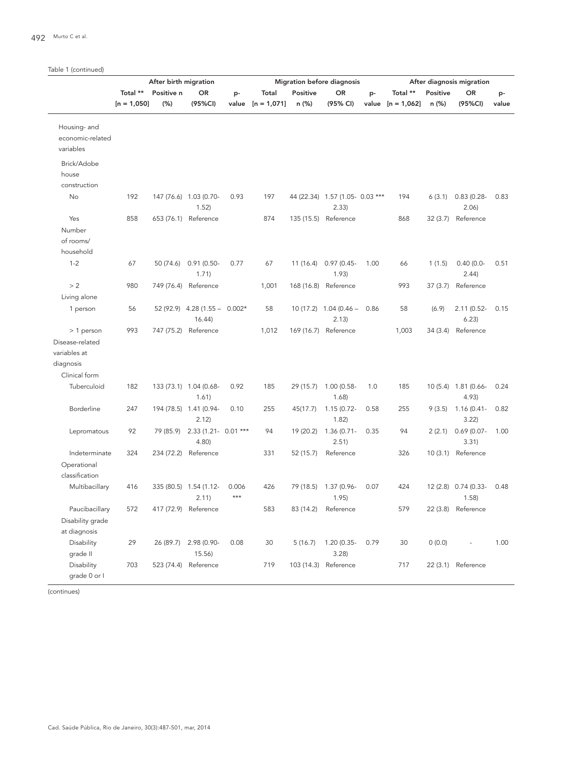Table 1 (continued)

| | After birth migration | | | | Migration before diagnosis | | | | After diagnosis migration | | | |
|---|---|---|---|---|---|---|---|---|---|---|---|---|
| | Total ** [n = 1,050] | Positive n (%) | OR (95%CI) | p-value | Total [n = 1,071] | Positive n (%) | OR (95% CI) | p-value | Total ** [n = 1,062] | Positive n (%) | OR (95%CI) | p-value |
| Housing- and economic-related variables | | | | | | | | | | | | |
| Brick/Adobe house construction | | | | | | | | | | | | |
| No | 192 | 147 (76.6) | 1.03 (0.70-1.52) | 0.93 | 197 | 44 (22.34) | 1.57 (1.05-2.33) | 0.03 *** | 194 | 6 (3.1) | 0.83 (0.28-2.06) | 0.83 |
| Yes | 858 | 653 (76.1) | Reference | | 874 | 135 (15.5) | Reference | | 868 | 32 (3.7) | Reference | |
| Number of rooms/household | | | | | | | | | | | | |
| 1-2 | 67 | 50 (74.6) | 0.91 (0.50-1.71) | 0.77 | 67 | 11 (16.4) | 0.97 (0.45-1.93) | 1.00 | 66 | 1 (1.5) | 0.40 (0.0-2.44) | 0.51 |
| > 2 | 980 | 749 (76.4) | Reference | | 1,001 | 168 (16.8) | Reference | | 993 | 37 (3.7) | Reference | |
| Living alone | | | | | | | | | | | | |
| 1 person | 56 | 52 (92.9) | 4.28 (1.55 – 16.44) | 0.002* | 58 | 10 (17.2) | 1.04 (0.46 – 2.13) | 0.86 | 58 | (6.9) | 2.11 (0.52-6.23) | 0.15 |
| > 1 person | 993 | 747 (75.2) | Reference | | 1,012 | 169 (16.7) | Reference | | 1,003 | 34 (3.4) | Reference | |
| Disease-related variables at diagnosis | | | | | | | | | | | | |
| Clinical form | | | | | | | | | | | | |
| Tuberculoid | 182 | 133 (73.1) | 1.04 (0.68-1.61) | 0.92 | 185 | 29 (15.7) | 1.00 (0.58-1.68) | 1.0 | 185 | 10 (5.4) | 1.81 (0.66-4.93) | 0.24 |
| Borderline | 247 | 194 (78.5) | 1.41 (0.94-2.12) | 0.10 | 255 | 45(17.7) | 1.15 (0.72-1.82) | 0.58 | 255 | 9 (3.5) | 1.16 (0.41-3.22) | 0.82 |
| Lepromatous | 92 | 79 (85.9) | 2.33 (1.21-4.80) | 0.01 *** | 94 | 19 (20.2) | 1.36 (0.71-2.51) | 0.35 | 94 | 2 (2.1) | 0.69 (0.07-3.31) | 1.00 |
| Indeterminate | 324 | 234 (72.2) | Reference | | 331 | 52 (15.7) | Reference | | 326 | 10 (3.1) | Reference | |
| Operational classification | | | | | | | | | | | | |
| Multibacillary | 416 | 335 (80.5) | 1.54 (1.12-2.11) | 0.006 *** | 426 | 79 (18.5) | 1.37 (0.96-1.95) | 0.07 | 424 | 12 (2.8) | 0.74 (0.33-1.58) | 0.48 |
| Paucibacillary | 572 | 417 (72.9) | Reference | | 583 | 83 (14.2) | Reference | | 579 | 22 (3.8) | Reference | |
| Disability grade at diagnosis | | | | | | | | | | | | |
| Disability grade II | 29 | 26 (89.7) | 2.98 (0.90-15.56) | 0.08 | 30 | 5 (16.7) | 1.20 (0.35-3.28) | 0.79 | 30 | 0 (0.0) | - | 1.00 |
| Disability grade 0 or I | 703 | 523 (74.4) | Reference | | 719 | 103 (14.3) | Reference | | 717 | 22 (3.1) | Reference | |

(continues)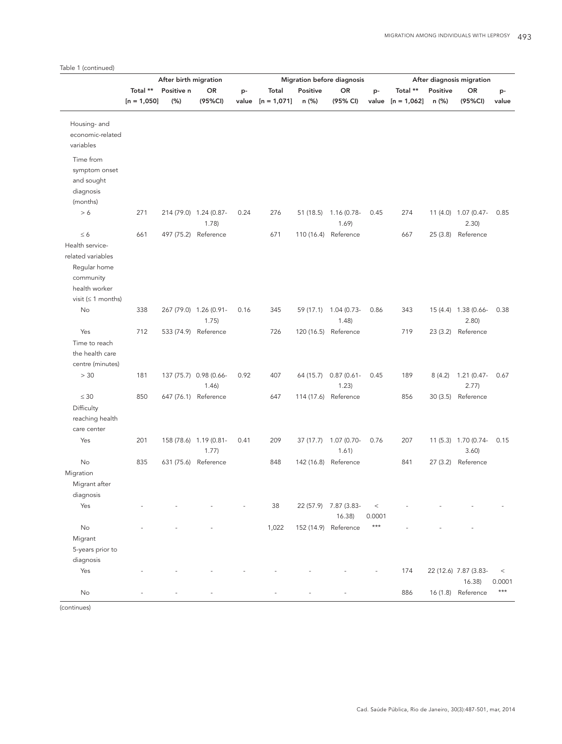Table 1 (continued)

| | After birth migration | | | | Migration before diagnosis | | | | After diagnosis migration | | | |
|---|---|---|---|---|---|---|---|---|---|---|---|---|
| | Total ** [n = 1,050] | Positive n (%) | OR (95%CI) | p-value | Total [n = 1,071] | Positive n (%) | OR (95% CI) | p-value | Total ** [n = 1,062] | Positive n (%) | OR (95%CI) | p-value |
| Housing- and economic-related variables | | | | | | | | | | | | |
| Time from symptom onset and sought diagnosis (months) | | | | | | | | | | | | |
| > 6 | 271 | 214 (79.0) | 1.24 (0.87-1.78) | 0.24 | 276 | 51 (18.5) | 1.16 (0.78-1.69) | 0.45 | 274 | 11 (4.0) | 1.07 (0.47-2.30) | 0.85 |
| ≤ 6 | 661 | 497 (75.2) | Reference | | 671 | 110 (16.4) | Reference | | 667 | 25 (3.8) | Reference | |
| Health service-related variables | | | | | | | | | | | | |
| Regular home community health worker visit (≤ 1 months) | | | | | | | | | | | | |
| No | 338 | 267 (79.0) | 1.26 (0.91-1.75) | 0.16 | 345 | 59 (17.1) | 1.04 (0.73-1.48) | 0.86 | 343 | 15 (4.4) | 1.38 (0.66-2.80) | 0.38 |
| Yes | 712 | 533 (74.9) | Reference | | 726 | 120 (16.5) | Reference | | 719 | 23 (3.2) | Reference | |
| Time to reach the health care centre (minutes) | | | | | | | | | | | | |
| > 30 | 181 | 137 (75.7) | 0.98 (0.66-1.46) | 0.92 | 407 | 64 (15.7) | 0.87 (0.61-1.23) | 0.45 | 189 | 8 (4.2) | 1.21 (0.47-2.77) | 0.67 |
| ≤ 30 | 850 | 647 (76.1) | Reference | | 647 | 114 (17.6) | Reference | | 856 | 30 (3.5) | Reference | |
| Difficulty reaching health care center | | | | | | | | | | | | |
| Yes | 201 | 158 (78.6) | 1.19 (0.81-1.77) | 0.41 | 209 | 37 (17.7) | 1.07 (0.70-1.61) | 0.76 | 207 | 11 (5.3) | 1.70 (0.74-3.60) | 0.15 |
| No | 835 | 631 (75.6) | Reference | | 848 | 142 (16.8) | Reference | | 841 | 27 (3.2) | Reference | |
| Migration | | | | | | | | | | | | |
| Migrant after diagnosis | | | | | | | | | | | | |
| Yes | - | - | - | - | 38 | 22 (57.9) | 7.87 (3.83-16.38) | < 0.0001 *** | - | - | - | - |
| No | - | - | - | | 1,022 | 152 (14.9) | Reference | | - | - | - | |
| Migrant 5-years prior to diagnosis | | | | | | | | | | | | |
| Yes | - | - | - | - | - | - | - | - | 174 | 22 (12.6) | 7.87 (3.83-16.38) | < 0.0001 *** |
| No | - | - | - | | - | - | - | | 886 | 16 (1.8) | Reference | |

(continues)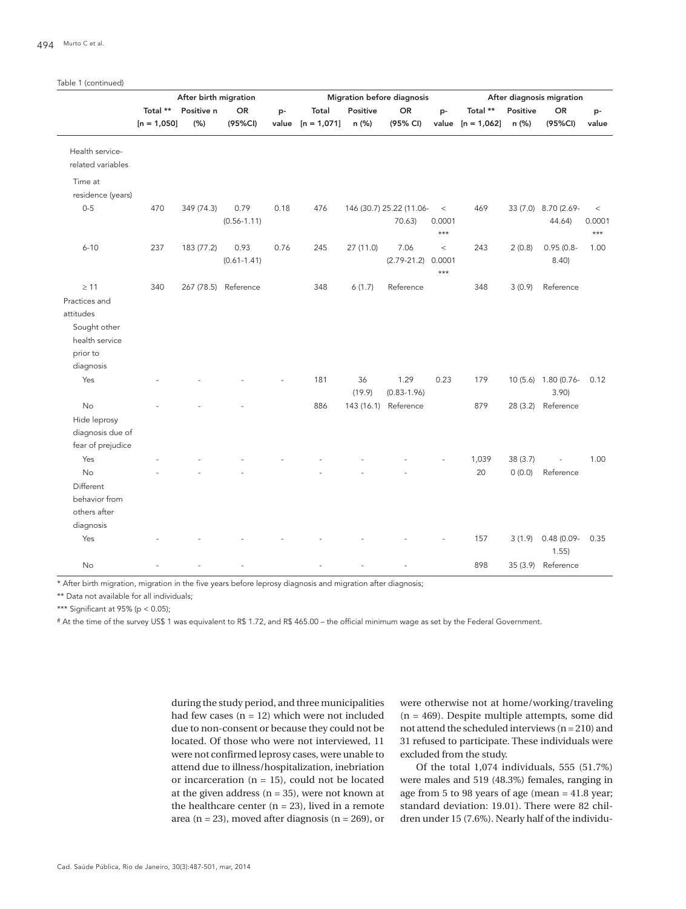Table 1 (continued)

| | After birth migration | | | | Migration before diagnosis | | | | After diagnosis migration | | | |
|---|---|---|---|---|---|---|---|---|---|---|---|---|
| | Total ** [n = 1,050] | Positive n (%) | OR (95%CI) | p-value | Total [n = 1,071] | Positive n (%) | OR (95% CI) | p-value | Total ** [n = 1,062] | Positive n (%) | OR (95%CI) | p-value |
| Health service-related variables | | | | | | | | | | | | |
| Time at residence (years) | | | | | | | | | | | | |
| 0-5 | 470 | 349 (74.3) | 0.79 (0.56-1.11) | 0.18 | 476 | 146 (30.7) | 25.22 (11.06-70.63) | < 0.0001 *** | 469 | 33 (7.0) | 8.70 (2.69-44.64) | < 0.0001 *** |
| 6-10 | 237 | 183 (77.2) | 0.93 (0.61-1.41) | 0.76 | 245 | 27 (11.0) | 7.06 (2.79-21.2) | < 0.0001 *** | 243 | 2 (0.8) | 0.95 (0.8-8.40) | 1.00 |
| ≥ 11 | 340 | 267 (78.5) | Reference | | 348 | 6 (1.7) | Reference | | 348 | 3 (0.9) | Reference | |
| Practices and attitudes | | | | | | | | | | | | |
| Sought other health service prior to diagnosis | | | | | | | | | | | | |
| Yes | - | - | - | - | 181 | 36 (19.9) | 1.29 (0.83-1.96) | 0.23 | 179 | 10 (5.6) | 1.80 (0.76-3.90) | 0.12 |
| No | - | - | - | | 886 | 143 (16.1) | Reference | | 879 | 28 (3.2) | Reference | |
| Hide leprosy diagnosis due of fear of prejudice | | | | | | | | | | | | |
| Yes | - | - | - | - | - | - | - | - | 1,039 | 38 (3.7) | - | 1.00 |
| No | - | - | - | | - | - | - | | 20 | 0 (0.0) | Reference | |
| Different behavior from others after diagnosis | | | | | | | | | | | | |
| Yes | - | - | - | - | - | - | - | - | 157 | 3 (1.9) | 0.48 (0.09-1.55) | 0.35 |
| No | - | - | - | | - | - | - | | 898 | 35 (3.9) | Reference | |

* After birth migration, migration in the five years before leprosy diagnosis and migration after diagnosis;

** Data not available for all individuals;

*** Significant at 95% ($p < 0.05$);

# At the time of the survey US$ 1 was equivalent to R$ 1.72, and R$ 465.00 – the official minimum wage as set by the Federal Government.

during the study period, and three municipalities had few cases (n = 12) which were not included due to non-consent or because they could not be located. Of those who were not interviewed, 11 were not confirmed leprosy cases, were unable to attend due to illness/hospitalization, inebriation or incarceration (n = 15), could not be located at the given address (n = 35), were not known at the healthcare center (n = 23), lived in a remote area (n = 23), moved after diagnosis (n = 269), or were otherwise not at home/working/traveling (n = 469). Despite multiple attempts, some did not attend the scheduled interviews (n = 210) and 31 refused to participate. These individuals were excluded from the study.

Of the total 1,074 individuals, 555 (51.7%) were males and 519 (48.3%) females, ranging in age from 5 to 98 years of age (mean = 41.8 year; standard deviation: 19.01). There were 82 children under 15 (7.6%). Nearly half of the individu-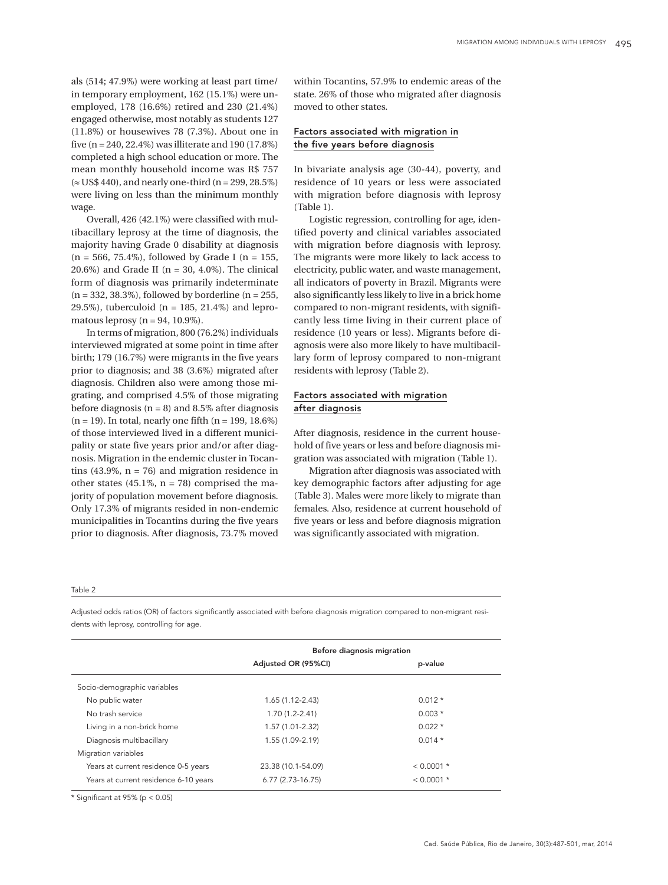als (514; 47.9%) were working at least part time/ in temporary employment, 162 (15.1%) were unemployed, 178 (16.6%) retired and 230 (21.4%) engaged otherwise, most notably as students 127 (11.8%) or housewives 78 (7.3%). About one in five (n = 240, 22.4%) was illiterate and 190 (17.8%) completed a high school education or more. The mean monthly household income was R$ 757 (≈ US$ 440), and nearly one-third (n = 299, 28.5%) were living on less than the minimum monthly wage.

Overall, 426 (42.1%) were classified with multibacillary leprosy at the time of diagnosis, the majority having Grade 0 disability at diagnosis (n = 566, 75.4%), followed by Grade I (n = 155, 20.6%) and Grade II (n = 30, 4.0%). The clinical form of diagnosis was primarily indeterminate (n = 332, 38.3%), followed by borderline (n = 255, 29.5%), tuberculoid (n = 185, 21.4%) and lepromatous leprosy (n = 94, 10.9%).

In terms of migration, 800 (76.2%) individuals interviewed migrated at some point in time after birth; 179 (16.7%) were migrants in the five years prior to diagnosis; and 38 (3.6%) migrated after diagnosis. Children also were among those migrating, and comprised 4.5% of those migrating before diagnosis (n = 8) and 8.5% after diagnosis (n = 19). In total, nearly one fifth (n = 199, 18.6%) of those interviewed lived in a different municipality or state five years prior and/or after diagnosis. Migration in the endemic cluster in Tocantins (43.9%, n = 76) and migration residence in other states (45.1%, n = 78) comprised the majority of population movement before diagnosis. Only 17.3% of migrants resided in non-endemic municipalities in Tocantins during the five years prior to diagnosis. After diagnosis, 73.7% moved within Tocantins, 57.9% to endemic areas of the state. 26% of those who migrated after diagnosis moved to other states.

### Factors associated with migration in the five years before diagnosis

In bivariate analysis age (30-44), poverty, and residence of 10 years or less were associated with migration before diagnosis with leprosy (Table 1).

Logistic regression, controlling for age, identified poverty and clinical variables associated with migration before diagnosis with leprosy. The migrants were more likely to lack access to electricity, public water, and waste management, all indicators of poverty in Brazil. Migrants were also significantly less likely to live in a brick home compared to non-migrant residents, with significantly less time living in their current place of residence (10 years or less). Migrants before diagnosis were also more likely to have multibacillary form of leprosy compared to non-migrant residents with leprosy (Table 2).

### Factors associated with migration after diagnosis

After diagnosis, residence in the current household of five years or less and before diagnosis migration was associated with migration (Table 1).

Migration after diagnosis was associated with key demographic factors after adjusting for age (Table 3). Males were more likely to migrate than females. Also, residence at current household of five years or less and before diagnosis migration was significantly associated with migration.

Table 2

Adjusted odds ratios (OR) of factors significantly associated with before diagnosis migration compared to non-migrant residents with leprosy, controlling for age.

| | Before diagnosis migration | |
|---|---|---|
| | Adjusted OR (95%CI) | p-value |
| Socio-demographic variables | | |
| No public water | 1.65 (1.12-2.43) | 0.012 * |
| No trash service | 1.70 (1.2-2.41) | 0.003 * |
| Living in a non-brick home | 1.57 (1.01-2.32) | 0.022 * |
| Diagnosis multibacillary | 1.55 (1.09-2.19) | 0.014 * |
| Migration variables | | |
| Years at current residence 0-5 years | 23.38 (10.1-54.09) | < 0.0001 * |
| Years at current residence 6-10 years | 6.77 (2.73-16.75) | < 0.0001 * |

* Significant at 95% ($p < 0.05$)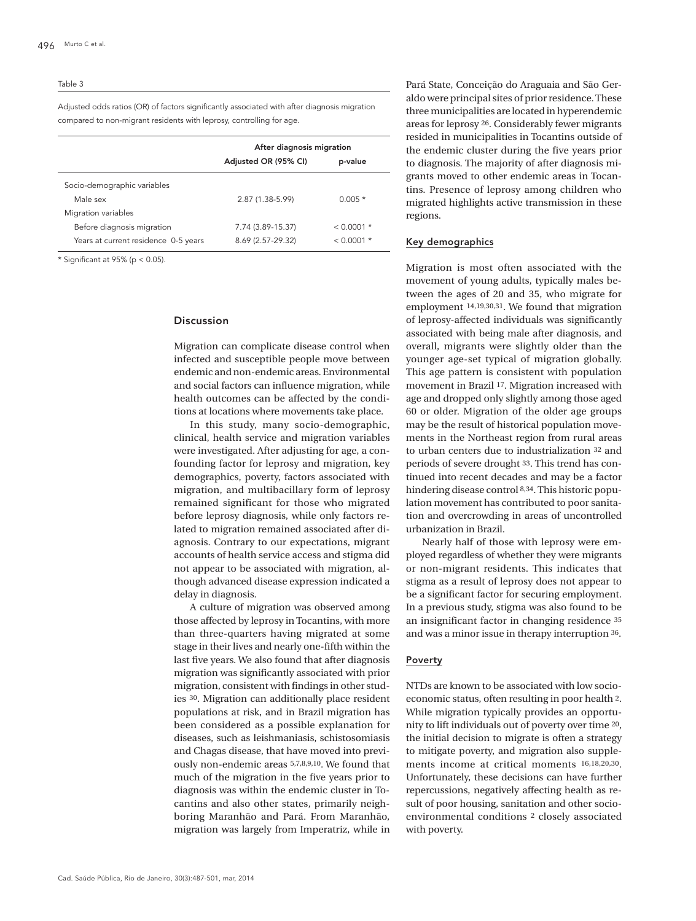Table 3

Adjusted odds ratios (OR) of factors significantly associated with after diagnosis migration compared to non-migrant residents with leprosy, controlling for age.

| | After diagnosis migration | |
|---|---|---|
| | Adjusted OR (95% CI) | p-value |
| Socio-demographic variables | | |
| Male sex | 2.87 (1.38-5.99) | 0.005 * |
| Migration variables | | |
| Before diagnosis migration | 7.74 (3.89-15.37) | < 0.0001 * |
| Years at current residence 0-5 years | 8.69 (2.57-29.32) | < 0.0001 * |

* Significant at 95% ($p < 0.05$).

## Discussion

Migration can complicate disease control when infected and susceptible people move between endemic and non-endemic areas. Environmental and social factors can influence migration, while health outcomes can be affected by the conditions at locations where movements take place.

In this study, many socio-demographic, clinical, health service and migration variables were investigated. After adjusting for age, a confounding factor for leprosy and migration, key demographics, poverty, factors associated with migration, and multibacillary form of leprosy remained significant for those who migrated before leprosy diagnosis, while only factors related to migration remained associated after diagnosis. Contrary to our expectations, migrant accounts of health service access and stigma did not appear to be associated with migration, although advanced disease expression indicated a delay in diagnosis.

A culture of migration was observed among those affected by leprosy in Tocantins, with more than three-quarters having migrated at some stage in their lives and nearly one-fifth within the last five years. We also found that after diagnosis migration was significantly associated with prior migration, consistent with findings in other studies [30]. Migration can additionally place resident populations at risk, and in Brazil migration has been considered as a possible explanation for diseases, such as leishmaniasis, schistosomiasis and Chagas disease, that have moved into previously non-endemic areas [5,7,8,9,10]. We found that much of the migration in the five years prior to diagnosis was within the endemic cluster in Tocantins and also other states, primarily neighboring Maranhão and Pará. From Maranhão, migration was largely from Imperatriz, while in Pará State, Conceição do Araguaia and São Geraldo were principal sites of prior residence. These three municipalities are located in hyperendemic areas for leprosy [26]. Considerably fewer migrants resided in municipalities in Tocantins outside of the endemic cluster during the five years prior to diagnosis. The majority of after diagnosis migrants moved to other endemic areas in Tocantins. Presence of leprosy among children who migrated highlights active transmission in these regions.

### Key demographics

Migration is most often associated with the movement of young adults, typically males between the ages of 20 and 35, who migrate for employment [14,19,30,31]. We found that migration of leprosy-affected individuals was significantly associated with being male after diagnosis, and overall, migrants were slightly older than the younger age-set typical of migration globally. This age pattern is consistent with population movement in Brazil [17]. Migration increased with age and dropped only slightly among those aged 60 or older. Migration of the older age groups may be the result of historical population movements in the Northeast region from rural areas to urban centers due to industrialization [32] and periods of severe drought [33]. This trend has continued into recent decades and may be a factor hindering disease control [8,34]. This historic population movement has contributed to poor sanitation and overcrowding in areas of uncontrolled urbanization in Brazil.

Nearly half of those with leprosy were employed regardless of whether they were migrants or non-migrant residents. This indicates that stigma as a result of leprosy does not appear to be a significant factor for securing employment. In a previous study, stigma was also found to be an insignificant factor in changing residence [35] and was a minor issue in therapy interruption [36].

### Poverty

NTDs are known to be associated with low socioeconomic status, often resulting in poor health [2]. While migration typically provides an opportunity to lift individuals out of poverty over time [20], the initial decision to migrate is often a strategy to mitigate poverty, and migration also supplements income at critical moments [16,18,20,30]. Unfortunately, these decisions can have further repercussions, negatively affecting health as result of poor housing, sanitation and other socio-environmental conditions [2] closely associated with poverty.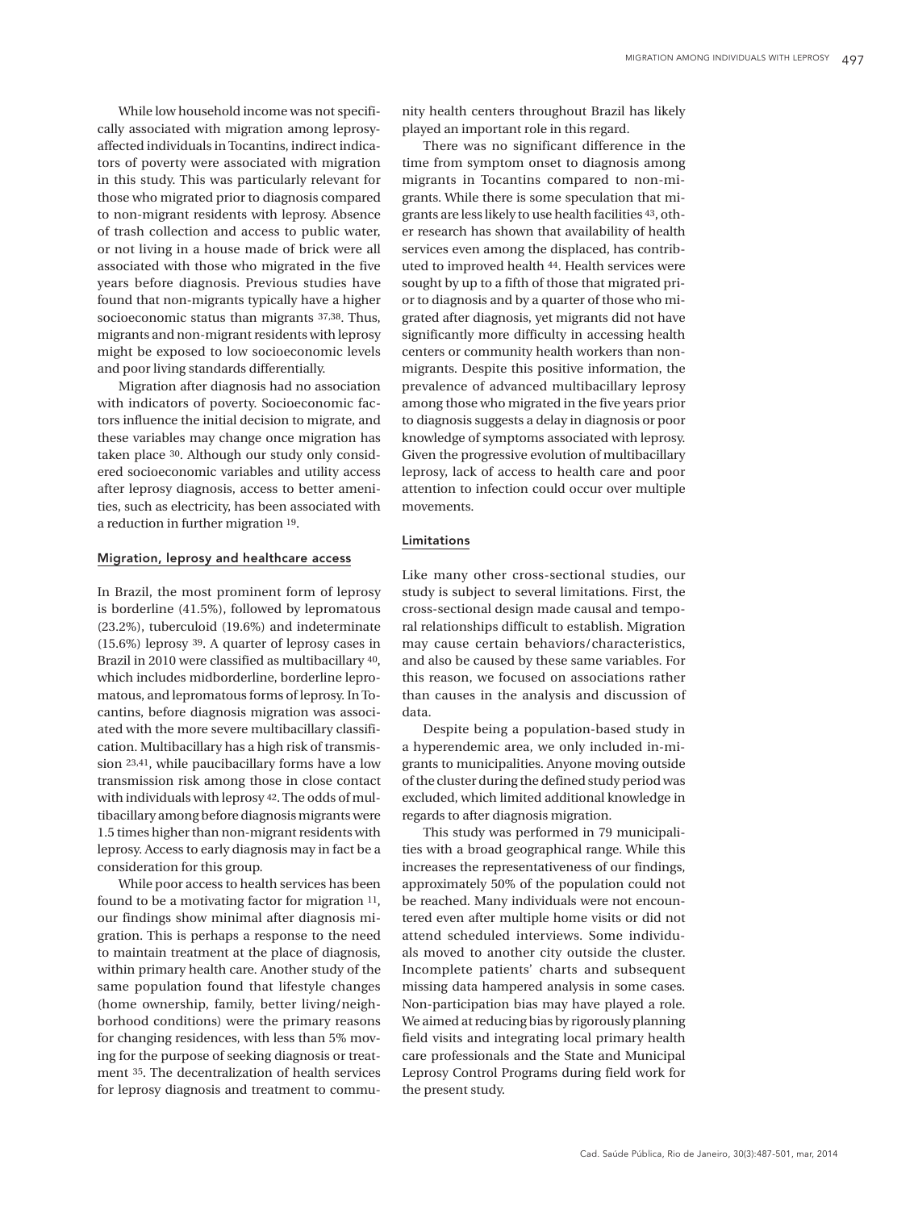While low household income was not specifically associated with migration among leprosy-affected individuals in Tocantins, indirect indicators of poverty were associated with migration in this study. This was particularly relevant for those who migrated prior to diagnosis compared to non-migrant residents with leprosy. Absence of trash collection and access to public water, or not living in a house made of brick were all associated with those who migrated in the five years before diagnosis. Previous studies have found that non-migrants typically have a higher socioeconomic status than migrants [37,38]. Thus, migrants and non-migrant residents with leprosy might be exposed to low socioeconomic levels and poor living standards differentially.

Migration after diagnosis had no association with indicators of poverty. Socioeconomic factors influence the initial decision to migrate, and these variables may change once migration has taken place [30]. Although our study only considered socioeconomic variables and utility access after leprosy diagnosis, access to better amenities, such as electricity, has been associated with a reduction in further migration [19].

### Migration, leprosy and healthcare access

In Brazil, the most prominent form of leprosy is borderline (41.5%), followed by lepromatous (23.2%), tuberculoid (19.6%) and indeterminate (15.6%) leprosy [39]. A quarter of leprosy cases in Brazil in 2010 were classified as multibacillary [40], which includes midborderline, borderline lepromatous, and lepromatous forms of leprosy. In Tocantins, before diagnosis migration was associated with the more severe multibacillary classification. Multibacillary has a high risk of transmission [23,41], while paucibacillary forms have a low transmission risk among those in close contact with individuals with leprosy [42]. The odds of multibacillary among before diagnosis migrants were 1.5 times higher than non-migrant residents with leprosy. Access to early diagnosis may in fact be a consideration for this group.

While poor access to health services has been found to be a motivating factor for migration [11], our findings show minimal after diagnosis migration. This is perhaps a response to the need to maintain treatment at the place of diagnosis, within primary health care. Another study of the same population found that lifestyle changes (home ownership, family, better living/neighborhood conditions) were the primary reasons for changing residences, with less than 5% moving for the purpose of seeking diagnosis or treatment [35]. The decentralization of health services for leprosy diagnosis and treatment to community health centers throughout Brazil has likely played an important role in this regard.

There was no significant difference in the time from symptom onset to diagnosis among migrants in Tocantins compared to non-migrants. While there is some speculation that migrants are less likely to use health facilities [43], other research has shown that availability of health services even among the displaced, has contributed to improved health [44]. Health services were sought by up to a fifth of those that migrated prior to diagnosis and by a quarter of those who migrated after diagnosis, yet migrants did not have significantly more difficulty in accessing health centers or community health workers than non-migrants. Despite this positive information, the prevalence of advanced multibacillary leprosy among those who migrated in the five years prior to diagnosis suggests a delay in diagnosis or poor knowledge of symptoms associated with leprosy. Given the progressive evolution of multibacillary leprosy, lack of access to health care and poor attention to infection could occur over multiple movements.

### Limitations

Like many other cross-sectional studies, our study is subject to several limitations. First, the cross-sectional design made causal and temporal relationships difficult to establish. Migration may cause certain behaviors/characteristics, and also be caused by these same variables. For this reason, we focused on associations rather than causes in the analysis and discussion of data.

Despite being a population-based study in a hyperendemic area, we only included in-migrants to municipalities. Anyone moving outside of the cluster during the defined study period was excluded, which limited additional knowledge in regards to after diagnosis migration.

This study was performed in 79 municipalities with a broad geographical range. While this increases the representativeness of our findings, approximately 50% of the population could not be reached. Many individuals were not encountered even after multiple home visits or did not attend scheduled interviews. Some individuals moved to another city outside the cluster. Incomplete patients' charts and subsequent missing data hampered analysis in some cases. Non-participation bias may have played a role. We aimed at reducing bias by rigorously planning field visits and integrating local primary health care professionals and the State and Municipal Leprosy Control Programs during field work for the present study.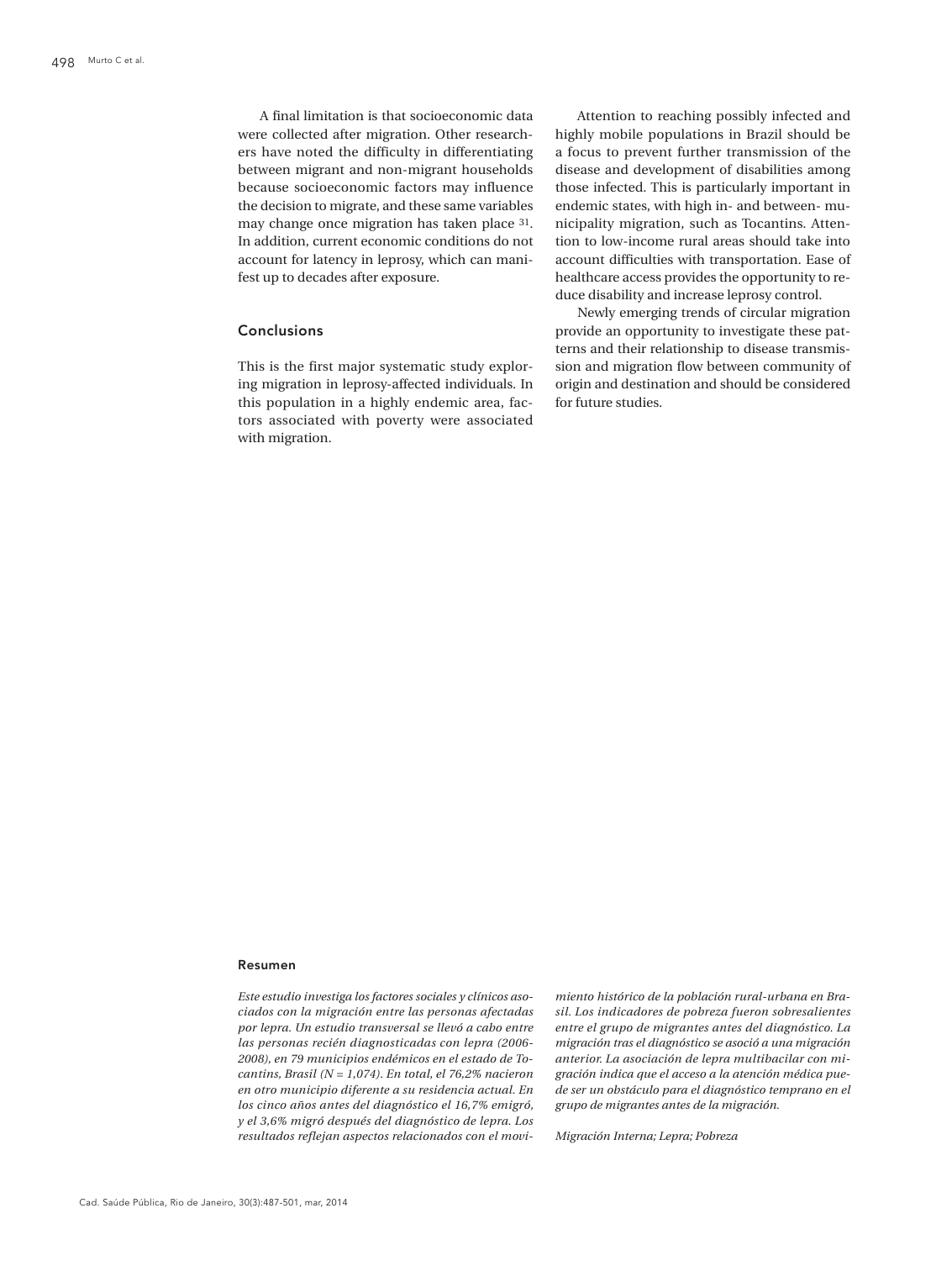A final limitation is that socioeconomic data were collected after migration. Other researchers have noted the difficulty in differentiating between migrant and non-migrant households because socioeconomic factors may influence the decision to migrate, and these same variables may change once migration has taken place [31]. In addition, current economic conditions do not account for latency in leprosy, which can manifest up to decades after exposure.

## Conclusions

This is the first major systematic study exploring migration in leprosy-affected individuals. In this population in a highly endemic area, factors associated with poverty were associated with migration.

Attention to reaching possibly infected and highly mobile populations in Brazil should be a focus to prevent further transmission of the disease and development of disabilities among those infected. This is particularly important in endemic states, with high in- and between- municipality migration, such as Tocantins. Attention to low-income rural areas should take into account difficulties with transportation. Ease of healthcare access provides the opportunity to reduce disability and increase leprosy control.

Newly emerging trends of circular migration provide an opportunity to investigate these patterns and their relationship to disease transmission and migration flow between community of origin and destination and should be considered for future studies.

### Resumen

*Este estudio investiga los factores sociales y clínicos asociados con la migración entre las personas afectadas por lepra. Un estudio transversal se llevó a cabo entre las personas recién diagnosticadas con lepra (2006-2008), en 79 municipios endémicos en el estado de Tocantins, Brasil (N = 1,074). En total, el 76,2% nacieron en otro municipio diferente a su residencia actual. En los cinco años antes del diagnóstico el 16,7% emigró, y el 3,6% migró después del diagnóstico de lepra. Los resultados reflejan aspectos relacionados con el movimiento histórico de la población rural-urbana en Brasil. Los indicadores de pobreza fueron sobresalientes entre el grupo de migrantes antes del diagnóstico. La migración tras el diagnóstico se asoció a una migración anterior. La asociación de lepra multibacilar con migración indica que el acceso a la atención médica puede ser un obstáculo para el diagnóstico temprano en el grupo de migrantes antes de la migración.*

*Migración Interna; Lepra; Pobreza*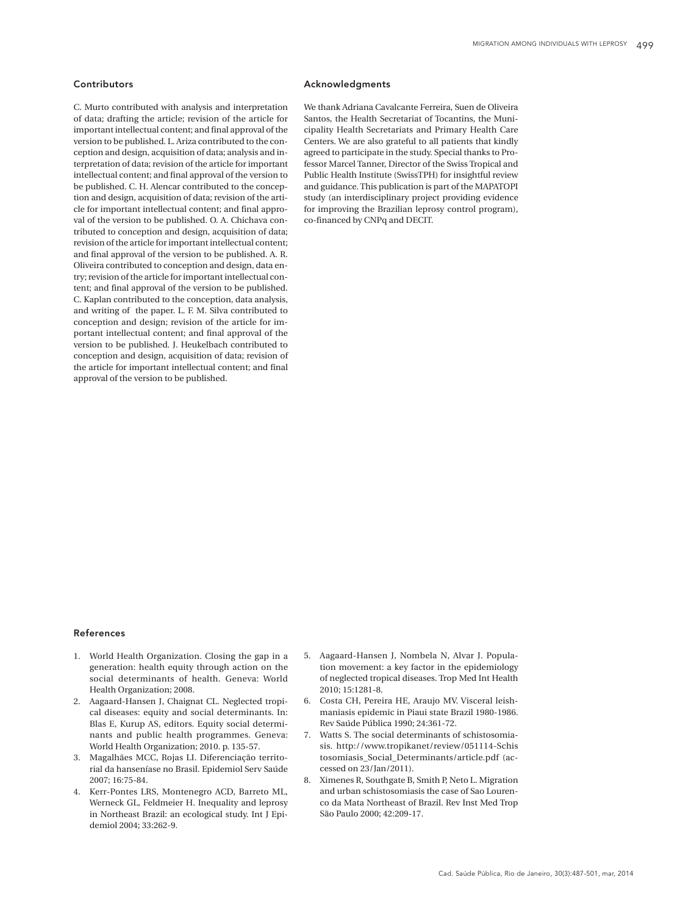## Contributors

C. Murto contributed with analysis and interpretation of data; drafting the article; revision of the article for important intellectual content; and final approval of the version to be published. L. Ariza contributed to the conception and design, acquisition of data; analysis and interpretation of data; revision of the article for important intellectual content; and final approval of the version to be published. C. H. Alencar contributed to the conception and design, acquisition of data; revision of the article for important intellectual content; and final approval of the version to be published. O. A. Chichava contributed to conception and design, acquisition of data; revision of the article for important intellectual content; and final approval of the version to be published. A. R. Oliveira contributed to conception and design, data entry; revision of the article for important intellectual content; and final approval of the version to be published. C. Kaplan contributed to the conception, data analysis, and writing of the paper. L. F. M. Silva contributed to conception and design; revision of the article for important intellectual content; and final approval of the version to be published. J. Heukelbach contributed to conception and design, acquisition of data; revision of the article for important intellectual content; and final approval of the version to be published.

## Acknowledgments

We thank Adriana Cavalcante Ferreira, Suen de Oliveira Santos, the Health Secretariat of Tocantins, the Municipality Health Secretariats and Primary Health Care Centers. We are also grateful to all patients that kindly agreed to participate in the study. Special thanks to Professor Marcel Tanner, Director of the Swiss Tropical and Public Health Institute (SwissTPH) for insightful review and guidance. This publication is part of the MAPATOPI study (an interdisciplinary project providing evidence for improving the Brazilian leprosy control program), co-financed by CNPq and DECIT.

## References

1. World Health Organization. Closing the gap in a generation: health equity through action on the social determinants of health. Geneva: World Health Organization; 2008.
2. Aagaard-Hansen J, Chaignat CL. Neglected tropical diseases: equity and social determinants. In: Blas E, Kurup AS, editors. Equity social determinants and public health programmes. Geneva: World Health Organization; 2010. p. 135-57.
3. Magalhães MCC, Rojas LI. Diferenciação territorial da hanseníase no Brasil. Epidemiol Serv Saúde 2007; 16:75-84.
4. Kerr-Pontes LRS, Montenegro ACD, Barreto ML, Werneck GL, Feldmeier H. Inequality and leprosy in Northeast Brazil: an ecological study. Int J Epidemiol 2004; 33:262-9.
5. Aagaard-Hansen J, Nombela N, Alvar J. Population movement: a key factor in the epidemiology of neglected tropical diseases. Trop Med Int Health 2010; 15:1281-8.
6. Costa CH, Pereira HE, Araujo MV. Visceral leishmaniasis epidemic in Piaui state Brazil 1980-1986. Rev Saúde Pública 1990; 24:361-72.
7. Watts S. The social determinants of schistosomiasis. http://www.tropikanet/review/051114-Schistosomiasis_Social_Determinants/article.pdf (accessed on 23/Jan/2011).
8. Ximenes R, Southgate B, Smith P, Neto L. Migration and urban schistosomiasis the case of Sao Lourenco da Mata Northeast of Brazil. Rev Inst Med Trop São Paulo 2000; 42:209-17.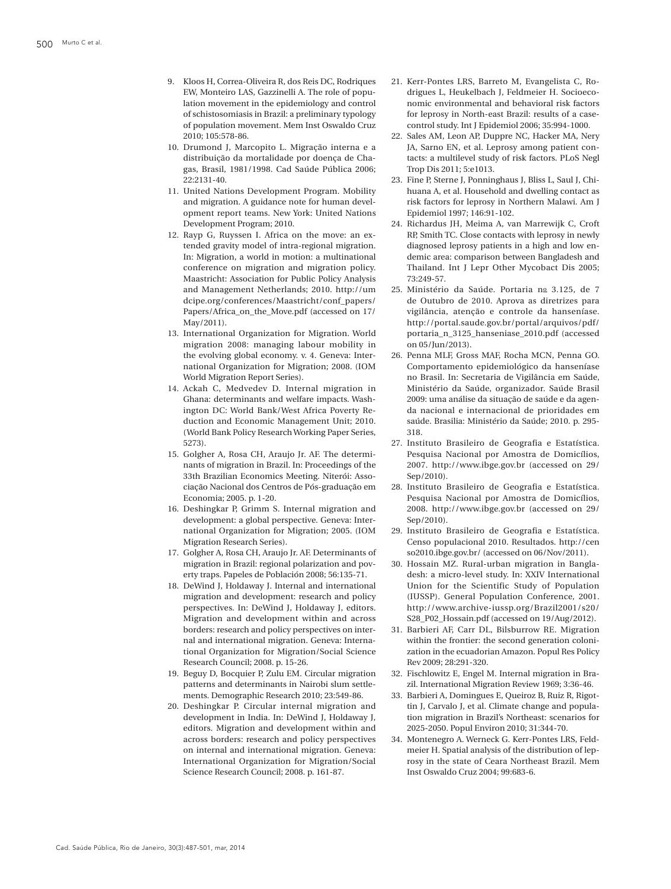9. Kloos H, Correa-Oliveira R, dos Reis DC, Rodriques EW, Monteiro LAS, Gazzinelli A. The role of population movement in the epidemiology and control of schistosomiasis in Brazil: a preliminary typology of population movement. Mem Inst Oswaldo Cruz 2010; 105:578-86.
10. Drumond J, Marcopito L. Migração interna e a distribuição da mortalidade por doença de Chagas, Brasil, 1981/1998. Cad Saúde Pública 2006; 22:2131-40.
11. United Nations Development Program. Mobility and migration. A guidance note for human development report teams. New York: United Nations Development Program; 2010.
12. Rayp G, Ruyssen I. Africa on the move: an extended gravity model of intra-regional migration. In: Migration, a world in motion: a multinational conference on migration and migration policy. Maastricht: Association for Public Policy Analysis and Management Netherlands; 2010. http://umdcipe.org/conferences/Maastricht/conf_papers/Papers/Africa_on_the_Move.pdf (accessed on 17/May/2011).
13. International Organization for Migration. World migration 2008: managing labour mobility in the evolving global economy. v. 4. Geneva: International Organization for Migration; 2008. (IOM World Migration Report Series).
14. Ackah C, Medvedev D. Internal migration in Ghana: determinants and welfare impacts. Washington DC: World Bank/West Africa Poverty Reduction and Economic Management Unit; 2010. (World Bank Policy Research Working Paper Series, 5273).
15. Golgher A, Rosa CH, Araujo Jr. AF. The determinants of migration in Brazil. In: Proceedings of the 33th Brazilian Economics Meeting. Niterói: Associação Nacional dos Centros de Pós-graduação em Economia; 2005. p. 1-20.
16. Deshingkar P, Grimm S. Internal migration and development: a global perspective. Geneva: International Organization for Migration; 2005. (IOM Migration Research Series).
17. Golgher A, Rosa CH, Araujo Jr. AF. Determinants of migration in Brazil: regional polarization and poverty traps. Papeles de Población 2008; 56:135-71.
18. DeWind J, Holdaway J. Internal and international migration and development: research and policy perspectives. In: DeWind J, Holdaway J, editors. Migration and development within and across borders: research and policy perspectives on internal and international migration. Geneva: International Organization for Migration/Social Science Research Council; 2008. p. 15-26.
19. Beguy D, Bocquier P, Zulu EM. Circular migration patterns and determinants in Nairobi slum settlements. Demographic Research 2010; 23:549-86.
20. Deshingkar P. Circular internal migration and development in India. In: DeWind J, Holdaway J, editors. Migration and development within and across borders: research and policy perspectives on internal and international migration. Geneva: International Organization for Migration/Social Science Research Council; 2008. p. 161-87.
21. Kerr-Pontes LRS, Barreto M, Evangelista C, Rodrigues L, Heukelbach J, Feldmeier H. Socioeconomic environmental and behavioral risk factors for leprosy in North-east Brazil: results of a case-control study. Int J Epidemiol 2006; 35:994-1000.
22. Sales AM, Leon AP, Duppre NC, Hacker MA, Nery JA, Sarno EN, et al. Leprosy among patient contacts: a multilevel study of risk factors. PLoS Negl Trop Dis 2011; 5:e1013.
23. Fine P, Sterne J, Ponninghaus J, Bliss L, Saul J, Chihuana A, et al. Household and dwelling contact as risk factors for leprosy in Northern Malawi. Am J Epidemiol 1997; 146:91-102.
24. Richardus JH, Meima A, van Marrewijk C, Croft RP, Smith TC. Close contacts with leprosy in newly diagnosed leprosy patients in a high and low endemic area: comparison between Bangladesh and Thailand. Int J Lepr Other Mycobact Dis 2005; 73:249-57.
25. Ministério da Saúde. Portaria nº 3.125, de 7 de Outubro de 2010. Aprova as diretrizes para vigilância, atenção e controle da hanseníase. http://portal.saude.gov.br/portal/arquivos/pdf/portaria_n_3125_hanseniase_2010.pdf (accessed on 05/Jun/2013).
26. Penna MLF, Gross MAF, Rocha MCN, Penna GO. Comportamento epidemiológico da hanseníase no Brasil. In: Secretaria de Vigilância em Saúde, Ministério da Saúde, organizador. Saúde Brasil 2009: uma análise da situação de saúde e da agenda nacional e internacional de prioridades em saúde. Brasilia: Ministério da Saúde; 2010. p. 295-318.
27. Instituto Brasileiro de Geografia e Estatística. Pesquisa Nacional por Amostra de Domicílios, 2007. http://www.ibge.gov.br (accessed on 29/Sep/2010).
28. Instituto Brasileiro de Geografia e Estatística. Pesquisa Nacional por Amostra de Domicílios, 2008. http://www.ibge.gov.br (accessed on 29/Sep/2010).
29. Instituto Brasileiro de Geografia e Estatística. Censo populacional 2010. Resultados. http://censo2010.ibge.gov.br/ (accessed on 06/Nov/2011).
30. Hossain MZ. Rural-urban migration in Bangladesh: a micro-level study. In: XXIV International Union for the Scientific Study of Population (IUSSP). General Population Conference, 2001. http://www.archive-iussp.org/Brazil2001/s20/S28_P02_Hossain.pdf (accessed on 19/Aug/2012).
31. Barbieri AF, Carr DL, Bilsburrow RE. Migration within the frontier: the second generation colonization in the ecuadorian Amazon. Popul Res Policy Rev 2009; 28:291-320.
32. Fischlowitz E, Engel M. Internal migration in Brazil. International Migration Review 1969; 3:36-46.
33. Barbieri A, Domingues E, Queiroz B, Ruiz R, Rigottin J, Carvalo J, et al. Climate change and population migration in Brazil's Northeast: scenarios for 2025-2050. Popul Environ 2010; 31:344-70.
34. Montenegro A. Werneck G. Kerr-Pontes LRS, Feldmeier H. Spatial analysis of the distribution of leprosy in the state of Ceara Northeast Brazil. Mem Inst Oswaldo Cruz 2004; 99:683-6.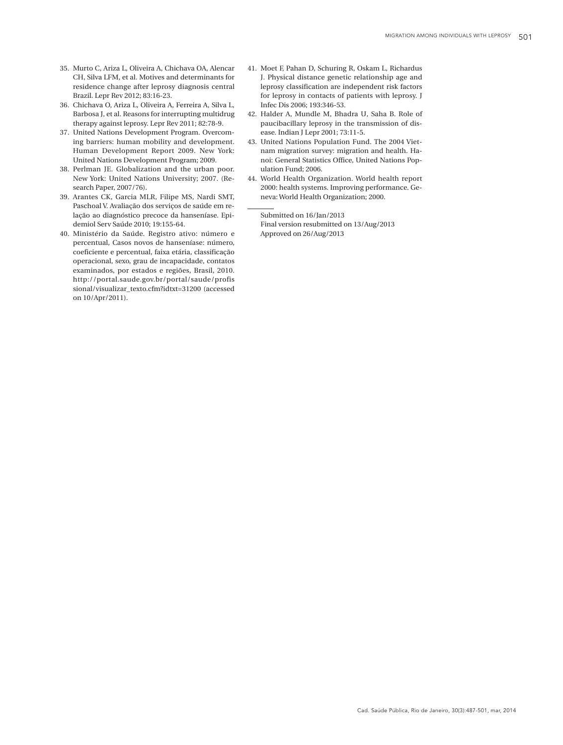35. Murto C, Ariza L, Oliveira A, Chichava OA, Alencar CH, Silva LFM, et al. Motives and determinants for residence change after leprosy diagnosis central Brazil. Lepr Rev 2012; 83:16-23.
36. Chichava O, Ariza L, Oliveira A, Ferreira A, Silva L, Barbosa J, et al. Reasons for interrupting multidrug therapy against leprosy. Lepr Rev 2011; 82:78-9.
37. United Nations Development Program. Overcoming barriers: human mobility and development. Human Development Report 2009. New York: United Nations Development Program; 2009.
38. Perlman JE. Globalization and the urban poor. New York: United Nations University; 2007. (Research Paper, 2007/76).
39. Arantes CK, Garcia MLR, Filipe MS, Nardi SMT, Paschoal V. Avaliação dos serviços de saúde em relação ao diagnóstico precoce da hanseníase. Epidemiol Serv Saúde 2010; 19:155-64.
40. Ministério da Saúde. Registro ativo: número e percentual, Casos novos de hanseníase: número, coeficiente e percentual, faixa etária, classificação operacional, sexo, grau de incapacidade, contatos examinados, por estados e regiões, Brasil, 2010. http://portal.saude.gov.br/portal/saude/profissional/visualizar_texto.cfm?idtxt=31200 (accessed on 10/Apr/2011).
41. Moet F, Pahan D, Schuring R, Oskam L, Richardus J. Physical distance genetic relationship age and leprosy classification are independent risk factors for leprosy in contacts of patients with leprosy. J Infec Dis 2006; 193:346-53.
42. Halder A, Mundle M, Bhadra U, Saha B. Role of paucibacillary leprosy in the transmission of disease. Indian J Lepr 2001; 73:11-5.
43. United Nations Population Fund. The 2004 Vietnam migration survey: migration and health. Hanoi: General Statistics Office, United Nations Population Fund; 2006.
44. World Health Organization. World health report 2000: health systems. Improving performance. Geneva: World Health Organization; 2000.

Submitted on 16/Jan/2013
Final version resubmitted on 13/Aug/2013
Approved on 26/Aug/2013